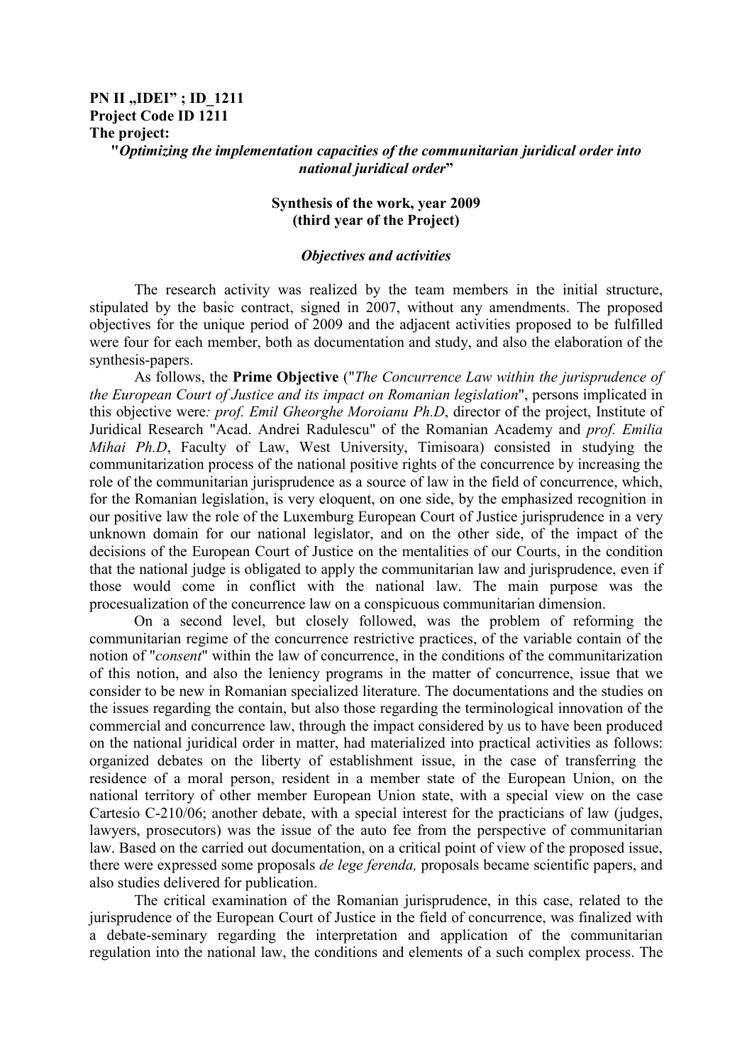**PN II „IDEI" ; ID_1211**
**Project Code ID 1211**
**The project:**

**"*Optimizing the implementation capacities of the communitarian juridical order into national juridical order*"**

**Synthesis of the work, year 2009**
**(third year of the Project)**

***Objectives and activities***

The research activity was realized by the team members in the initial structure, stipulated by the basic contract, signed in 2007, without any amendments. The proposed objectives for the unique period of 2009 and the adjacent activities proposed to be fulfilled were four for each member, both as documentation and study, and also the elaboration of the synthesis-papers.

As follows, the **Prime Objective** ("*The Concurrence Law within the jurisprudence of the European Court of Justice and its impact on Romanian legislation*", persons implicated in this objective were*: prof. Emil Gheorghe Moroianu Ph.D*, director of the project, Institute of Juridical Research "Acad. Andrei Radulescu" of the Romanian Academy and *prof. Emilia Mihai Ph.D*, Faculty of Law, West University, Timisoara) consisted in studying the communitarization process of the national positive rights of the concurrence by increasing the role of the communitarian jurisprudence as a source of law in the field of concurrence, which, for the Romanian legislation, is very eloquent, on one side, by the emphasized recognition in our positive law the role of the Luxemburg European Court of Justice jurisprudence in a very unknown domain for our national legislator, and on the other side, of the impact of the decisions of the European Court of Justice on the mentalities of our Courts, in the condition that the national judge is obligated to apply the communitarian law and jurisprudence, even if those would come in conflict with the national law. The main purpose was the procesualization of the concurrence law on a conspicuous communitarian dimension.

On a second level, but closely followed, was the problem of reforming the communitarian regime of the concurrence restrictive practices, of the variable contain of the notion of "*consent*" within the law of concurrence, in the conditions of the communitarization of this notion, and also the leniency programs in the matter of concurrence, issue that we consider to be new in Romanian specialized literature. The documentations and the studies on the issues regarding the contain, but also those regarding the terminological innovation of the commercial and concurrence law, through the impact considered by us to have been produced on the national juridical order in matter, had materialized into practical activities as follows: organized debates on the liberty of establishment issue, in the case of transferring the residence of a moral person, resident in a member state of the European Union, on the national territory of other member European Union state, with a special view on the case Cartesio C-210/06; another debate, with a special interest for the practicians of law (judges, lawyers, prosecutors) was the issue of the auto fee from the perspective of communitarian law. Based on the carried out documentation, on a critical point of view of the proposed issue, there were expressed some proposals *de lege ferenda,* proposals became scientific papers, and also studies delivered for publication.

The critical examination of the Romanian jurisprudence, in this case, related to the jurisprudence of the European Court of Justice in the field of concurrence, was finalized with a debate-seminary regarding the interpretation and application of the communitarian regulation into the national law, the conditions and elements of a such complex process. The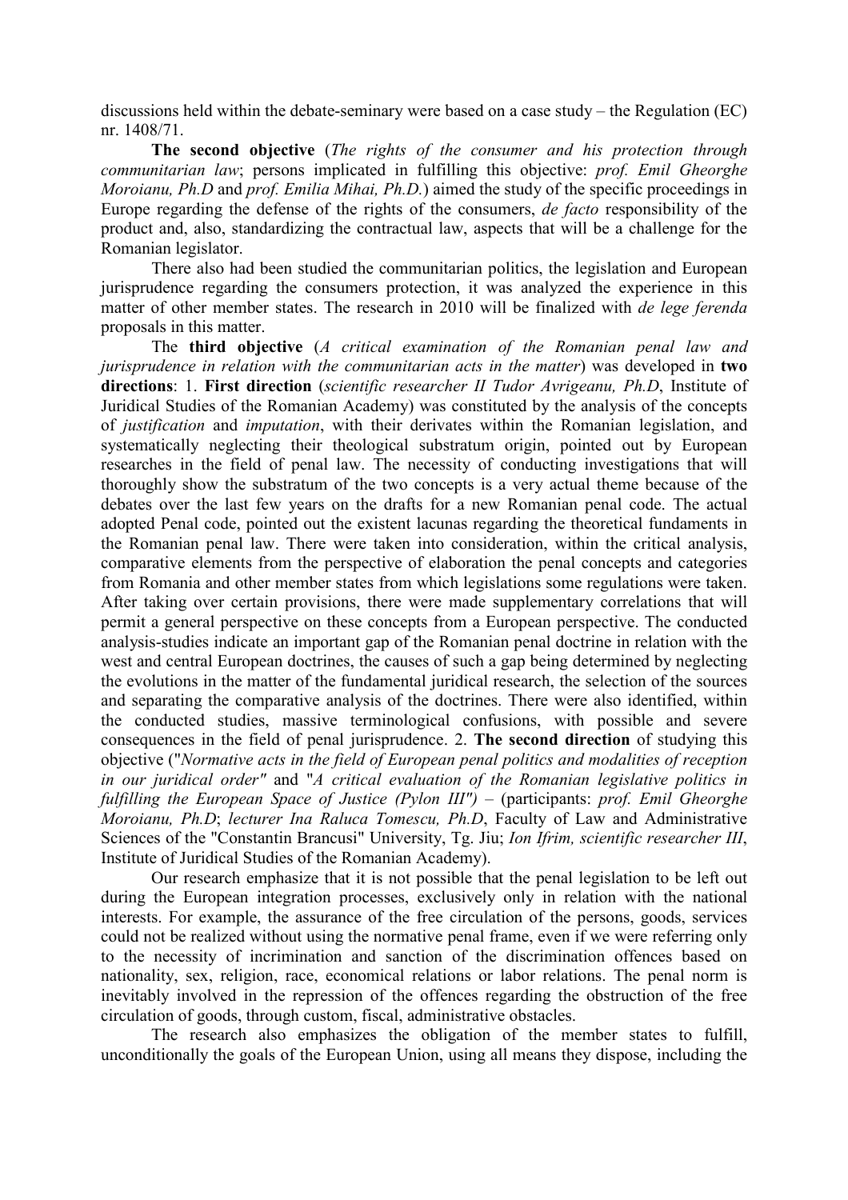discussions held within the debate-seminary were based on a case study – the Regulation (EC) nr. 1408/71.

**The second objective** (*The rights of the consumer and his protection through communitarian law*; persons implicated in fulfilling this objective: *prof. Emil Gheorghe Moroianu, Ph.D* and *prof. Emilia Mihai, Ph.D.*) aimed the study of the specific proceedings in Europe regarding the defense of the rights of the consumers, *de facto* responsibility of the product and, also, standardizing the contractual law, aspects that will be a challenge for the Romanian legislator.

There also had been studied the communitarian politics, the legislation and European jurisprudence regarding the consumers protection, it was analyzed the experience in this matter of other member states. The research in 2010 will be finalized with *de lege ferenda* proposals in this matter.

The **third objective** (*A critical examination of the Romanian penal law and jurisprudence in relation with the communitarian acts in the matter*) was developed in **two directions**: 1. **First direction** (*scientific researcher II Tudor Avrigeanu, Ph.D*, Institute of Juridical Studies of the Romanian Academy) was constituted by the analysis of the concepts of *justification* and *imputation*, with their derivates within the Romanian legislation, and systematically neglecting their theological substratum origin, pointed out by European researches in the field of penal law. The necessity of conducting investigations that will thoroughly show the substratum of the two concepts is a very actual theme because of the debates over the last few years on the drafts for a new Romanian penal code. The actual adopted Penal code, pointed out the existent lacunas regarding the theoretical fundaments in the Romanian penal law. There were taken into consideration, within the critical analysis, comparative elements from the perspective of elaboration the penal concepts and categories from Romania and other member states from which legislations some regulations were taken. After taking over certain provisions, there were made supplementary correlations that will permit a general perspective on these concepts from a European perspective. The conducted analysis-studies indicate an important gap of the Romanian penal doctrine in relation with the west and central European doctrines, the causes of such a gap being determined by neglecting the evolutions in the matter of the fundamental juridical research, the selection of the sources and separating the comparative analysis of the doctrines. There were also identified, within the conducted studies, massive terminological confusions, with possible and severe consequences in the field of penal jurisprudence. 2. **The second direction** of studying this objective ("*Normative acts in the field of European penal politics and modalities of reception in our juridical order"* and "*A critical evaluation of the Romanian legislative politics in fulfilling the European Space of Justice (Pylon III")* – (participants: *prof. Emil Gheorghe Moroianu, Ph.D*; *lecturer Ina Raluca Tomescu, Ph.D*, Faculty of Law and Administrative Sciences of the "Constantin Brancusi" University, Tg. Jiu; *Ion Ifrim, scientific researcher III*, Institute of Juridical Studies of the Romanian Academy).

Our research emphasize that it is not possible that the penal legislation to be left out during the European integration processes, exclusively only in relation with the national interests. For example, the assurance of the free circulation of the persons, goods, services could not be realized without using the normative penal frame, even if we were referring only to the necessity of incrimination and sanction of the discrimination offences based on nationality, sex, religion, race, economical relations or labor relations. The penal norm is inevitably involved in the repression of the offences regarding the obstruction of the free circulation of goods, through custom, fiscal, administrative obstacles.

The research also emphasizes the obligation of the member states to fulfill, unconditionally the goals of the European Union, using all means they dispose, including the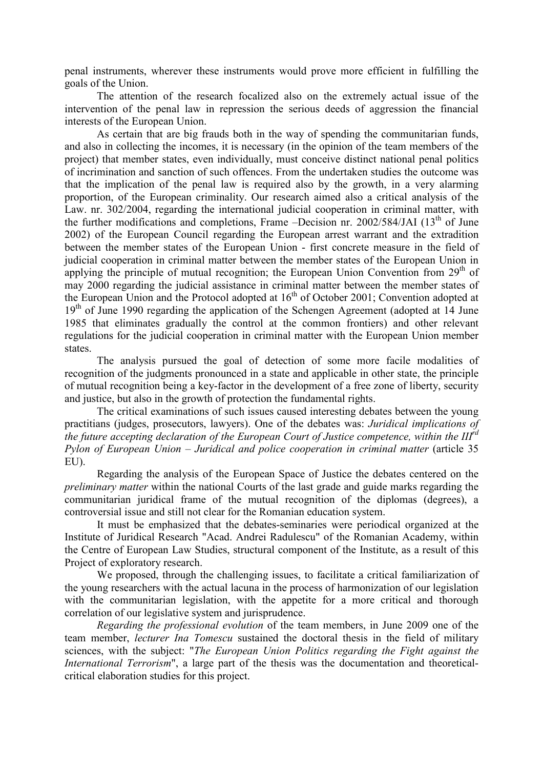penal instruments, wherever these instruments would prove more efficient in fulfilling the goals of the Union.

The attention of the research focalized also on the extremely actual issue of the intervention of the penal law in repression the serious deeds of aggression the financial interests of the European Union.

As certain that are big frauds both in the way of spending the communitarian funds, and also in collecting the incomes, it is necessary (in the opinion of the team members of the project) that member states, even individually, must conceive distinct national penal politics of incrimination and sanction of such offences. From the undertaken studies the outcome was that the implication of the penal law is required also by the growth, in a very alarming proportion, of the European criminality. Our research aimed also a critical analysis of the Law. nr. 302/2004, regarding the international judicial cooperation in criminal matter, with the further modifications and completions, Frame –Decision nr. 2002/584/JAI (13th of June 2002) of the European Council regarding the European arrest warrant and the extradition between the member states of the European Union - first concrete measure in the field of judicial cooperation in criminal matter between the member states of the European Union in applying the principle of mutual recognition; the European Union Convention from 29th of may 2000 regarding the judicial assistance in criminal matter between the member states of the European Union and the Protocol adopted at 16th of October 2001; Convention adopted at 19th of June 1990 regarding the application of the Schengen Agreement (adopted at 14 June 1985 that eliminates gradually the control at the common frontiers) and other relevant regulations for the judicial cooperation in criminal matter with the European Union member states.

The analysis pursued the goal of detection of some more facile modalities of recognition of the judgments pronounced in a state and applicable in other state, the principle of mutual recognition being a key-factor in the development of a free zone of liberty, security and justice, but also in the growth of protection the fundamental rights.

The critical examinations of such issues caused interesting debates between the young practitians (judges, prosecutors, lawyers). One of the debates was: *Juridical implications of the future accepting declaration of the European Court of Justice competence, within the IIIrd Pylon of European Union – Juridical and police cooperation in criminal matter* (article 35 EU).

Regarding the analysis of the European Space of Justice the debates centered on the *preliminary matter* within the national Courts of the last grade and guide marks regarding the communitarian juridical frame of the mutual recognition of the diplomas (degrees), a controversial issue and still not clear for the Romanian education system.

It must be emphasized that the debates-seminaries were periodical organized at the Institute of Juridical Research "Acad. Andrei Radulescu" of the Romanian Academy, within the Centre of European Law Studies, structural component of the Institute, as a result of this Project of exploratory research.

We proposed, through the challenging issues, to facilitate a critical familiarization of the young researchers with the actual lacuna in the process of harmonization of our legislation with the communitarian legislation, with the appetite for a more critical and thorough correlation of our legislative system and jurisprudence.

*Regarding the professional evolution* of the team members, in June 2009 one of the team member, *lecturer Ina Tomescu* sustained the doctoral thesis in the field of military sciences, with the subject: "*The European Union Politics regarding the Fight against the International Terrorism*", a large part of the thesis was the documentation and theoretical-critical elaboration studies for this project.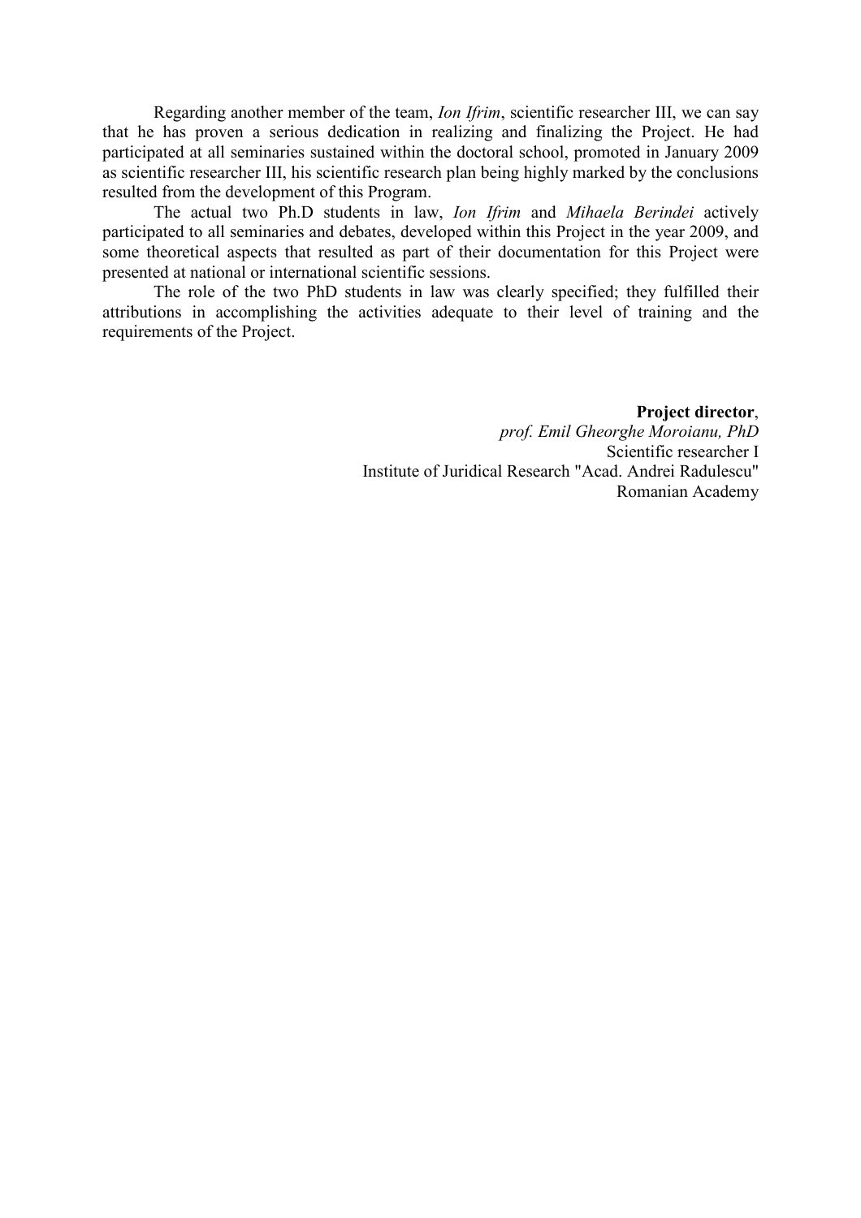Regarding another member of the team, *Ion Ifrim*, scientific researcher III, we can say that he has proven a serious dedication in realizing and finalizing the Project. He had participated at all seminaries sustained within the doctoral school, promoted in January 2009 as scientific researcher III, his scientific research plan being highly marked by the conclusions resulted from the development of this Program.

The actual two Ph.D students in law, *Ion Ifrim* and *Mihaela Berindei* actively participated to all seminaries and debates, developed within this Project in the year 2009, and some theoretical aspects that resulted as part of their documentation for this Project were presented at national or international scientific sessions.

The role of the two PhD students in law was clearly specified; they fulfilled their attributions in accomplishing the activities adequate to their level of training and the requirements of the Project.

**Project director**,
*prof. Emil Gheorghe Moroianu, PhD*
Scientific researcher I
Institute of Juridical Research "Acad. Andrei Radulescu"
Romanian Academy